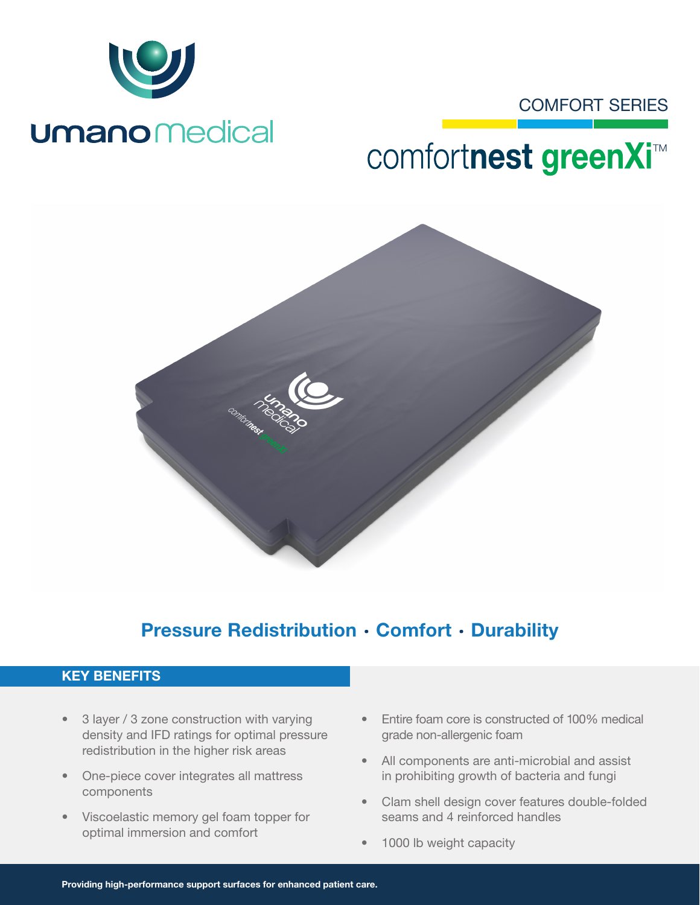umano medical

COMFORT SERIES

# comfortnest greenXi™

## Pressure Redistribution · Comfort · Durability

### KEY BENEFITS

- 3 layer / 3 zone construction with varying density and IFD ratings for optimal pressure redistribution in the higher risk areas
- One-piece cover integrates all mattress components
- Viscoelastic memory gel foam topper for optimal immersion and comfort
- Entire foam core is constructed of 100% medical grade non-allergenic foam
- All components are anti-microbial and assist in prohibiting growth of bacteria and fungi
- Clam shell design cover features double-folded seams and 4 reinforced handles
- 1000 lb weight capacity

**Providing high-performance support surfaces for enhanced patient care.**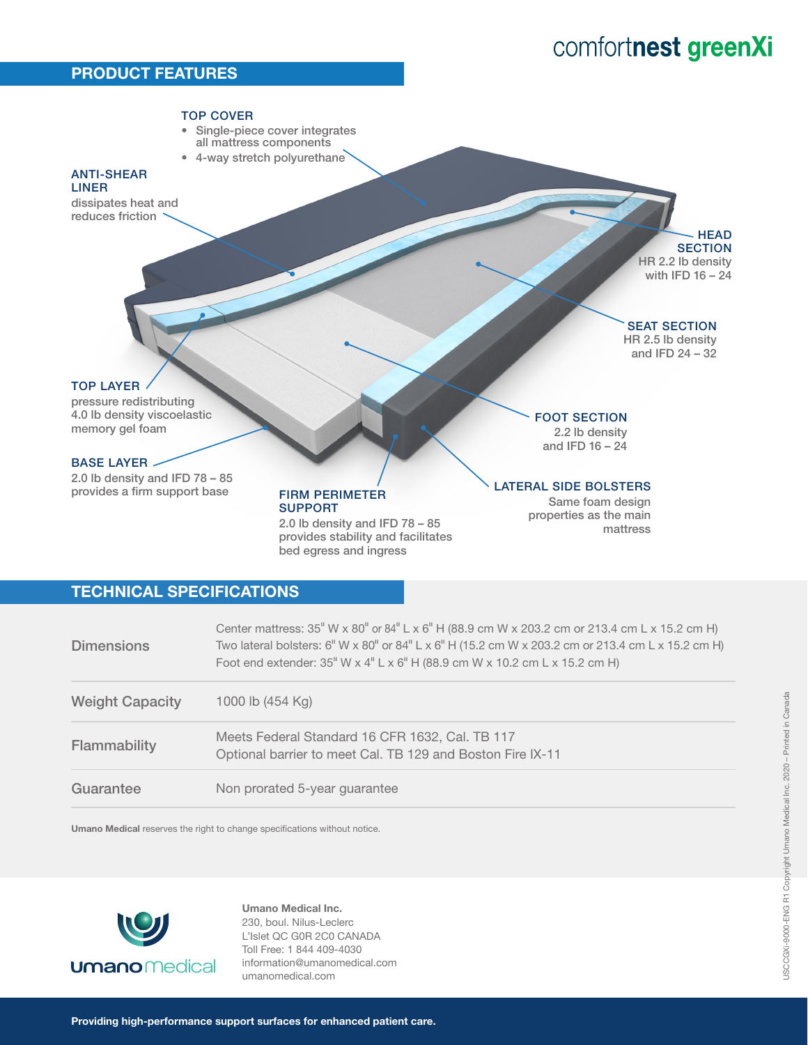comfortnest greenXi

## PRODUCT FEATURES

**TOP COVER**
- Single-piece cover integrates all mattress components
- 4-way stretch polyurethane

**ANTI-SHEAR LINER**
dissipates heat and reduces friction

**HEAD SECTION**
HR 2.2 lb density with IFD 16 – 24

**SEAT SECTION**
HR 2.5 lb density and IFD 24 – 32

**TOP LAYER**
pressure redistributing 4.0 lb density viscoelastic memory gel foam

**FOOT SECTION**
2.2 lb density and IFD 16 – 24

**BASE LAYER**
2.0 lb density and IFD 78 – 85 provides a firm support base

**LATERAL SIDE BOLSTERS**
Same foam design properties as the main mattress

**FIRM PERIMETER SUPPORT**
2.0 lb density and IFD 78 – 85 provides stability and facilitates bed egress and ingress

## TECHNICAL SPECIFICATIONS

| | |
|---|---|
| Dimensions | Center mattress: 35" W x 80" or 84" L x 6" H (88.9 cm W x 203.2 cm or 213.4 cm L x 15.2 cm H)<br>Two lateral bolsters: 6" W x 80" or 84" L x 6" H (15.2 cm W x 203.2 cm or 213.4 cm L x 15.2 cm H)<br>Foot end extender: 35" W x 4" L x 6" H (88.9 cm W x 10.2 cm L x 15.2 cm H) |
| Weight Capacity | 1000 lb (454 Kg) |
| Flammability | Meets Federal Standard 16 CFR 1632, Cal. TB 117<br>Optional barrier to meet Cal. TB 129 and Boston Fire IX-11 |
| Guarantee | Non prorated 5-year guarantee |

**Umano Medical** reserves the right to change specifications without notice.

umano medical

**Umano Medical Inc.**
230, boul. Nilus-Leclerc
L'Islet QC G0R 2C0 CANADA
Toll Free: 1 844 409-4030
information@umanomedical.com
umanomedical.com

USCCGXi-9000-ENG R1 Copyright Umano Medical Inc. 2020 – Printed in Canada

**Providing high-performance support surfaces for enhanced patient care.**